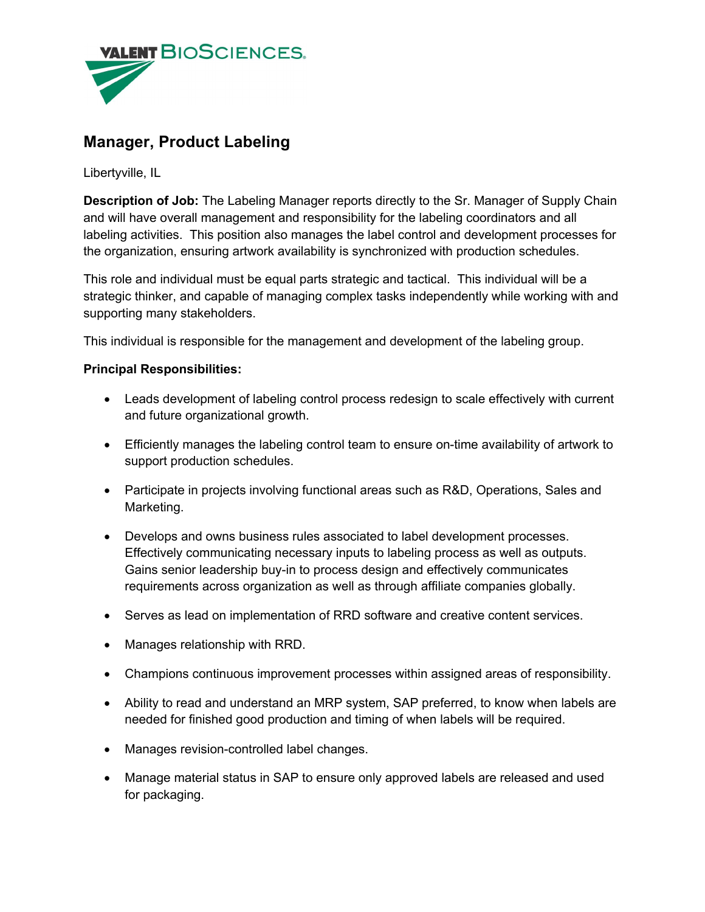VALENT BIOSCIENCES

## Manager, Product Labeling

Libertyville, IL

**Description of Job:** The Labeling Manager reports directly to the Sr. Manager of Supply Chain and will have overall management and responsibility for the labeling coordinators and all labeling activities. This position also manages the label control and development processes for the organization, ensuring artwork availability is synchronized with production schedules.

This role and individual must be equal parts strategic and tactical. This individual will be a strategic thinker, and capable of managing complex tasks independently while working with and supporting many stakeholders.

This individual is responsible for the management and development of the labeling group.

**Principal Responsibilities:**

- Leads development of labeling control process redesign to scale effectively with current and future organizational growth.
- Efficiently manages the labeling control team to ensure on-time availability of artwork to support production schedules.
- Participate in projects involving functional areas such as R&D, Operations, Sales and Marketing.
- Develops and owns business rules associated to label development processes. Effectively communicating necessary inputs to labeling process as well as outputs. Gains senior leadership buy-in to process design and effectively communicates requirements across organization as well as through affiliate companies globally.
- Serves as lead on implementation of RRD software and creative content services.
- Manages relationship with RRD.
- Champions continuous improvement processes within assigned areas of responsibility.
- Ability to read and understand an MRP system, SAP preferred, to know when labels are needed for finished good production and timing of when labels will be required.
- Manages revision-controlled label changes.
- Manage material status in SAP to ensure only approved labels are released and used for packaging.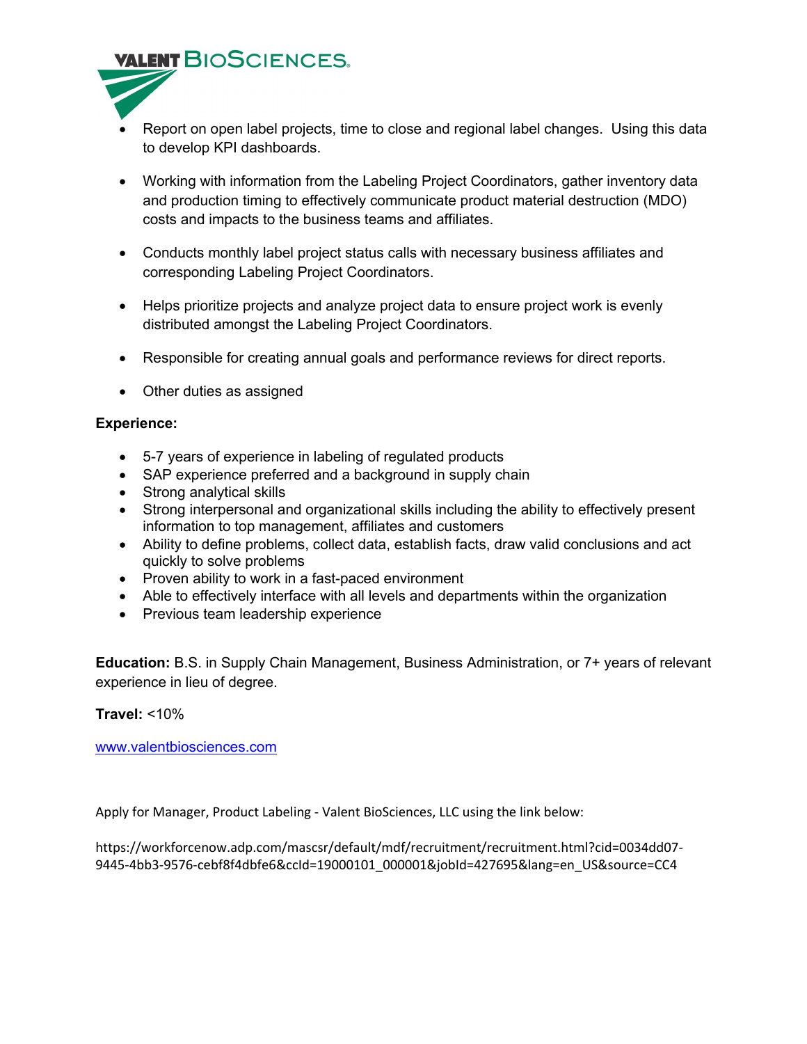- Report on open label projects, time to close and regional label changes. Using this data to develop KPI dashboards.

- Working with information from the Labeling Project Coordinators, gather inventory data and production timing to effectively communicate product material destruction (MDO) costs and impacts to the business teams and affiliates.

- Conducts monthly label project status calls with necessary business affiliates and corresponding Labeling Project Coordinators.

- Helps prioritize projects and analyze project data to ensure project work is evenly distributed amongst the Labeling Project Coordinators.

- Responsible for creating annual goals and performance reviews for direct reports.

- Other duties as assigned

**Experience:**

- 5-7 years of experience in labeling of regulated products
- SAP experience preferred and a background in supply chain
- Strong analytical skills
- Strong interpersonal and organizational skills including the ability to effectively present information to top management, affiliates and customers
- Ability to define problems, collect data, establish facts, draw valid conclusions and act quickly to solve problems
- Proven ability to work in a fast-paced environment
- Able to effectively interface with all levels and departments within the organization
- Previous team leadership experience

**Education:** B.S. in Supply Chain Management, Business Administration, or 7+ years of relevant experience in lieu of degree.

**Travel:** <10%

www.valentbiosciences.com

Apply for Manager, Product Labeling - Valent BioSciences, LLC using the link below:

https://workforcenow.adp.com/mascsr/default/mdf/recruitment/recruitment.html?cid=0034dd07-9445-4bb3-9576-cebf8f4dbfe6&ccId=19000101_000001&jobId=427695&lang=en_US&source=CC4